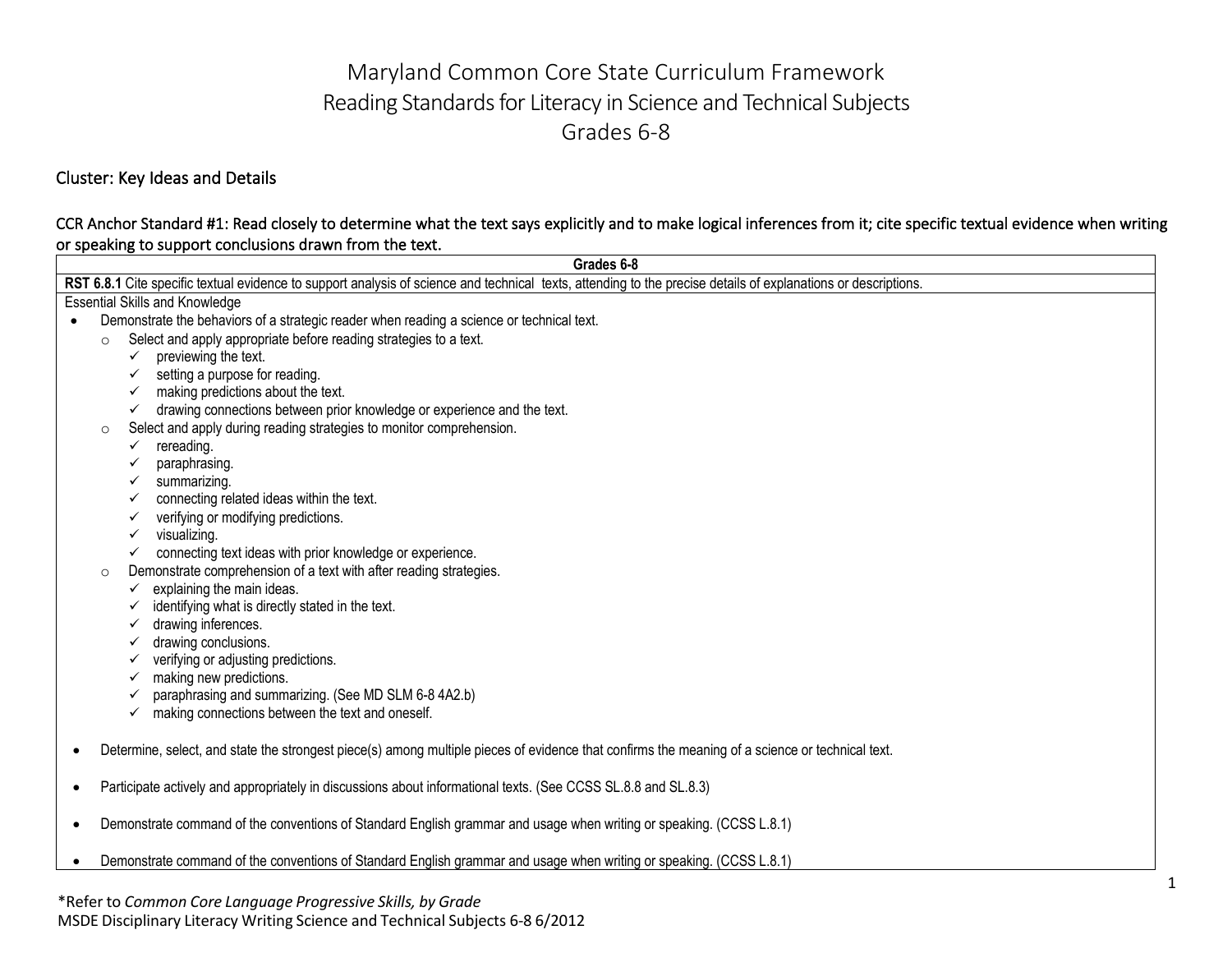# Maryland Common Core State Curriculum Framework
# Reading Standards for Literacy in Science and Technical Subjects
# Grades 6-8

## Cluster: Key Ideas and Details

### CCR Anchor Standard #1: Read closely to determine what the text says explicitly and to make logical inferences from it; cite specific textual evidence when writing or speaking to support conclusions drawn from the text.

| Grades 6-8 |
|---|
| **RST 6.8.1** Cite specific textual evidence to support analysis of science and technical texts, attending to the precise details of explanations or descriptions. |

Essential Skills and Knowledge

- Demonstrate the behaviors of a strategic reader when reading a science or technical text.
  - Select and apply appropriate before reading strategies to a text.
    - ✓ previewing the text.
    - ✓ setting a purpose for reading.
    - ✓ making predictions about the text.
    - ✓ drawing connections between prior knowledge or experience and the text.
  - Select and apply during reading strategies to monitor comprehension.
    - ✓ rereading.
    - ✓ paraphrasing.
    - ✓ summarizing.
    - ✓ connecting related ideas within the text.
    - ✓ verifying or modifying predictions.
    - ✓ visualizing.
    - ✓ connecting text ideas with prior knowledge or experience.
  - Demonstrate comprehension of a text with after reading strategies.
    - ✓ explaining the main ideas.
    - ✓ identifying what is directly stated in the text.
    - ✓ drawing inferences.
    - ✓ drawing conclusions.
    - ✓ verifying or adjusting predictions.
    - ✓ making new predictions.
    - ✓ paraphrasing and summarizing. (See MD SLM 6-8 4A2.b)
    - ✓ making connections between the text and oneself.

- Determine, select, and state the strongest piece(s) among multiple pieces of evidence that confirms the meaning of a science or technical text.

- Participate actively and appropriately in discussions about informational texts. (See CCSS SL.8.8 and SL.8.3)

- Demonstrate command of the conventions of Standard English grammar and usage when writing or speaking. (CCSS L.8.1)

- Demonstrate command of the conventions of Standard English grammar and usage when writing or speaking. (CCSS L.8.1)

*Refer to *Common Core Language Progressive Skills, by Grade*

MSDE Disciplinary Literacy Writing Science and Technical Subjects 6-8 6/2012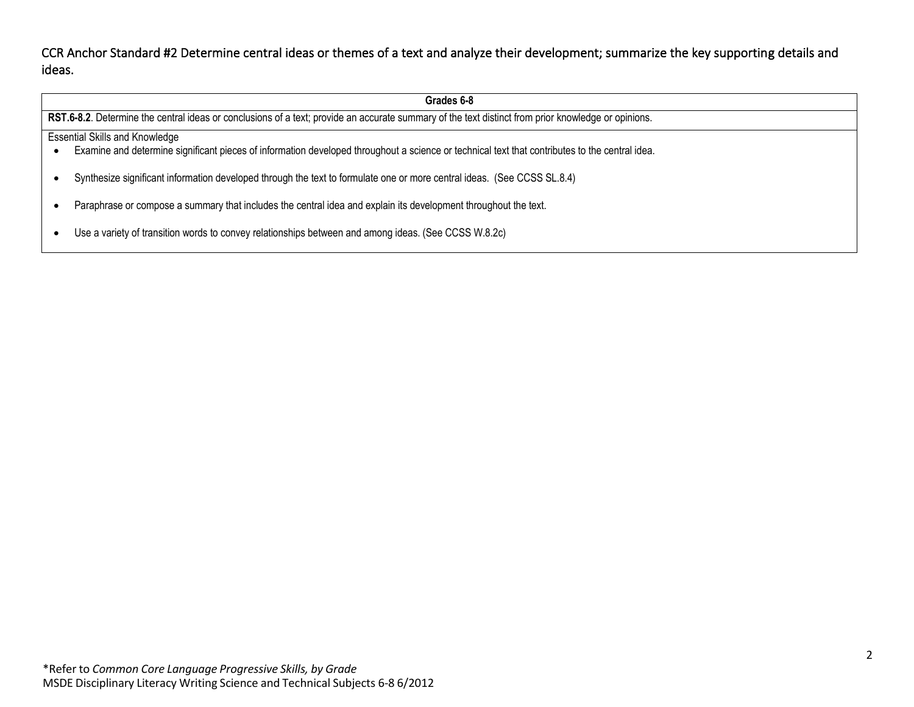CCR Anchor Standard #2 Determine central ideas or themes of a text and analyze their development; summarize the key supporting details and ideas.

| Grades 6-8 |
|---|
| **RST.6-8.2**. Determine the central ideas or conclusions of a text; provide an accurate summary of the text distinct from prior knowledge or opinions. |
| Essential Skills and Knowledge<br>• Examine and determine significant pieces of information developed throughout a science or technical text that contributes to the central idea.<br>• Synthesize significant information developed through the text to formulate one or more central ideas. (See CCSS SL.8.4)<br>• Paraphrase or compose a summary that includes the central idea and explain its development throughout the text.<br>• Use a variety of transition words to convey relationships between and among ideas. (See CCSS W.8.2c) |

*Refer to *Common Core Language Progressive Skills, by Grade*
MSDE Disciplinary Literacy Writing Science and Technical Subjects 6-8 6/2012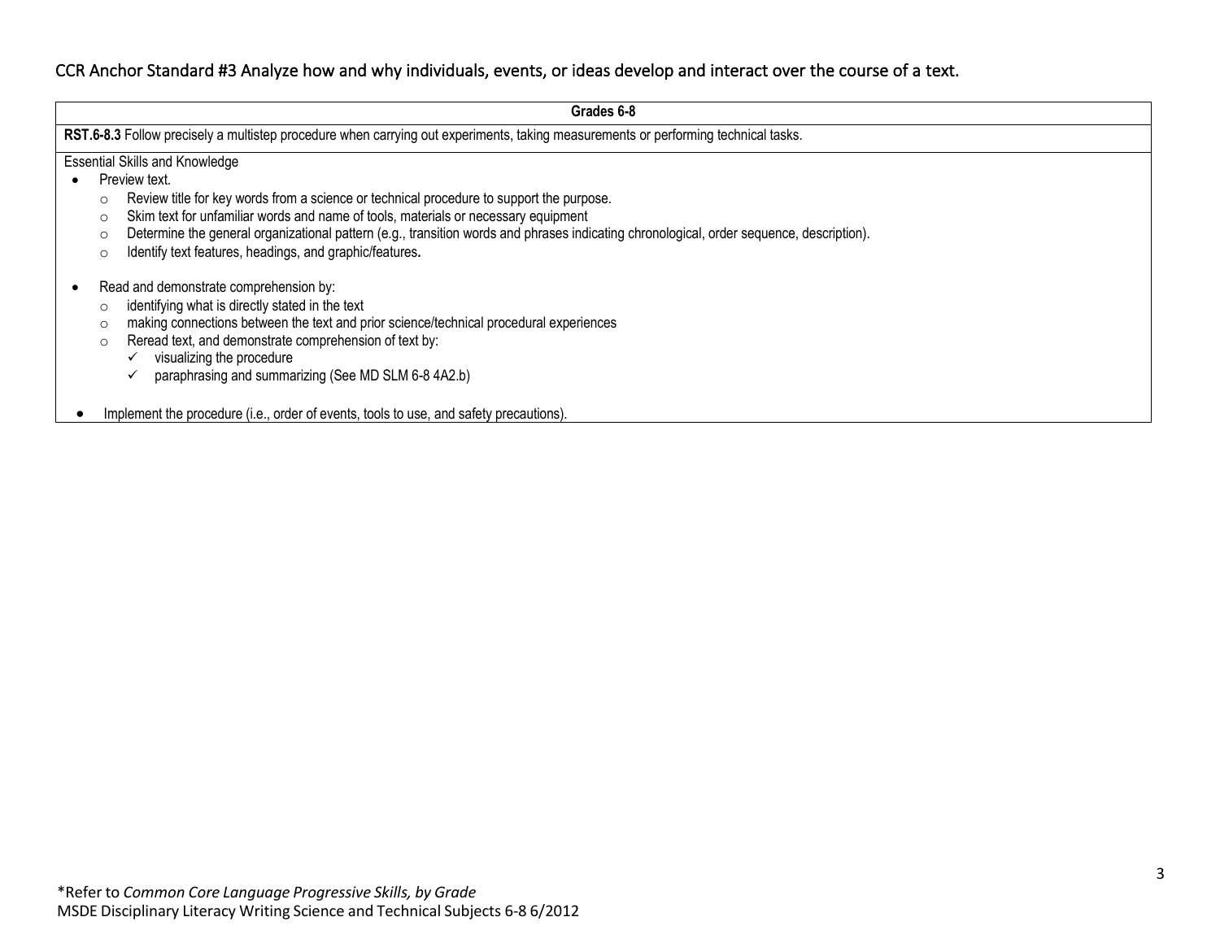## CCR Anchor Standard #3 Analyze how and why individuals, events, or ideas develop and interact over the course of a text.

| Grades 6-8 |
|---|
| **RST.6-8.3** Follow precisely a multistep procedure when carrying out experiments, taking measurements or performing technical tasks. |
| Essential Skills and Knowledge<br>• Preview text.<br>  ○ Review title for key words from a science or technical procedure to support the purpose.<br>  ○ Skim text for unfamiliar words and name of tools, materials or necessary equipment<br>  ○ Determine the general organizational pattern (e.g., transition words and phrases indicating chronological, order sequence, description).<br>  ○ Identify text features, headings, and graphic/features.<br><br>• Read and demonstrate comprehension by:<br>  ○ identifying what is directly stated in the text<br>  ○ making connections between the text and prior science/technical procedural experiences<br>  ○ Reread text, and demonstrate comprehension of text by:<br>    ✓ visualizing the procedure<br>    ✓ paraphrasing and summarizing (See MD SLM 6-8 4A2.b)<br><br>• Implement the procedure (i.e., order of events, tools to use, and safety precautions). |

*Refer to *Common Core Language Progressive Skills, by Grade*
MSDE Disciplinary Literacy Writing Science and Technical Subjects 6-8 6/2012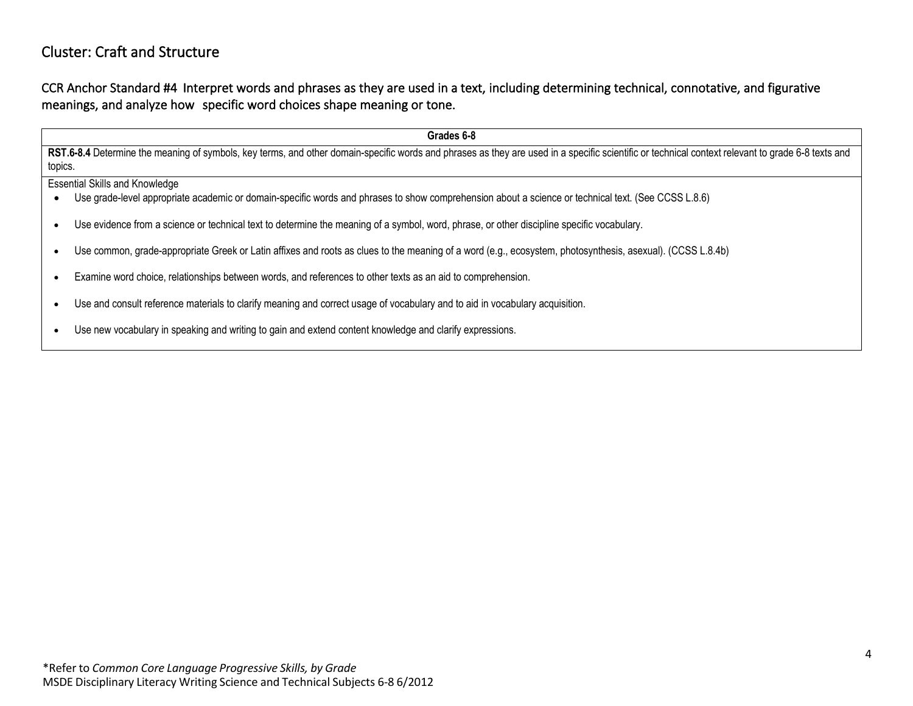## Cluster: Craft and Structure

### CCR Anchor Standard #4 Interpret words and phrases as they are used in a text, including determining technical, connotative, and figurative meanings, and analyze how specific word choices shape meaning or tone.

| **Grades 6-8** |
|---|
| **RST.6-8.4** Determine the meaning of symbols, key terms, and other domain-specific words and phrases as they are used in a specific scientific or technical context relevant to grade 6-8 texts and topics. |
| Essential Skills and Knowledge<br>• Use grade-level appropriate academic or domain-specific words and phrases to show comprehension about a science or technical text. (See CCSS L.8.6)<br>• Use evidence from a science or technical text to determine the meaning of a symbol, word, phrase, or other discipline specific vocabulary.<br>• Use common, grade-appropriate Greek or Latin affixes and roots as clues to the meaning of a word (e.g., ecosystem, photosynthesis, asexual). (CCSS L.8.4b)<br>• Examine word choice, relationships between words, and references to other texts as an aid to comprehension.<br>• Use and consult reference materials to clarify meaning and correct usage of vocabulary and to aid in vocabulary acquisition.<br>• Use new vocabulary in speaking and writing to gain and extend content knowledge and clarify expressions. |

*Refer to *Common Core Language Progressive Skills, by Grade*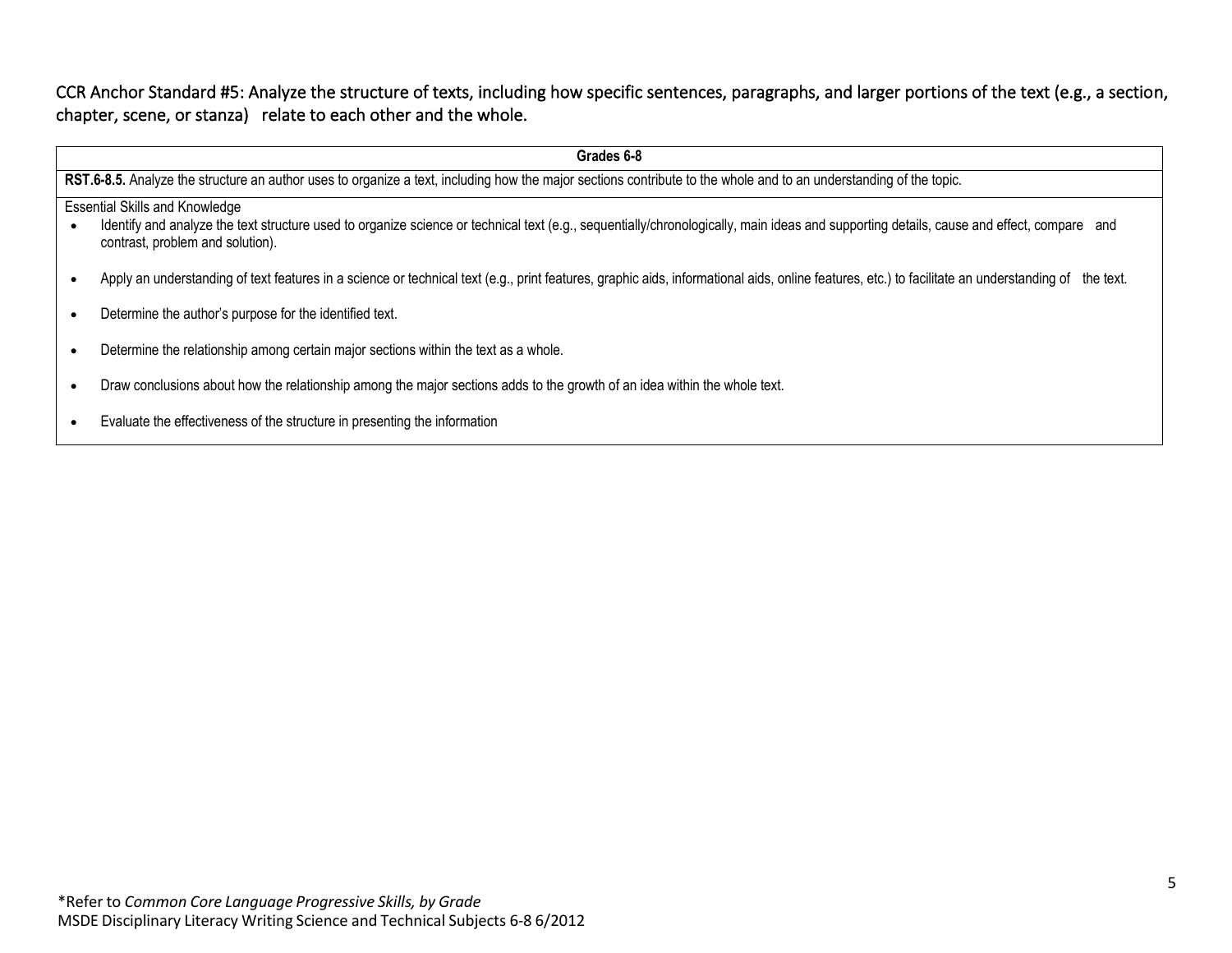## CCR Anchor Standard #5: Analyze the structure of texts, including how specific sentences, paragraphs, and larger portions of the text (e.g., a section, chapter, scene, or stanza) relate to each other and the whole.

| Grades 6-8 |
|---|
| **RST.6-8.5.** Analyze the structure an author uses to organize a text, including how the major sections contribute to the whole and to an understanding of the topic. |
| Essential Skills and Knowledge<br>• Identify and analyze the text structure used to organize science or technical text (e.g., sequentially/chronologically, main ideas and supporting details, cause and effect, compare and contrast, problem and solution).<br>• Apply an understanding of text features in a science or technical text (e.g., print features, graphic aids, informational aids, online features, etc.) to facilitate an understanding of the text.<br>• Determine the author's purpose for the identified text.<br>• Determine the relationship among certain major sections within the text as a whole.<br>• Draw conclusions about how the relationship among the major sections adds to the growth of an idea within the whole text.<br>• Evaluate the effectiveness of the structure in presenting the information |

*Refer to *Common Core Language Progressive Skills, by Grade*
MSDE Disciplinary Literacy Writing Science and Technical Subjects 6-8 6/2012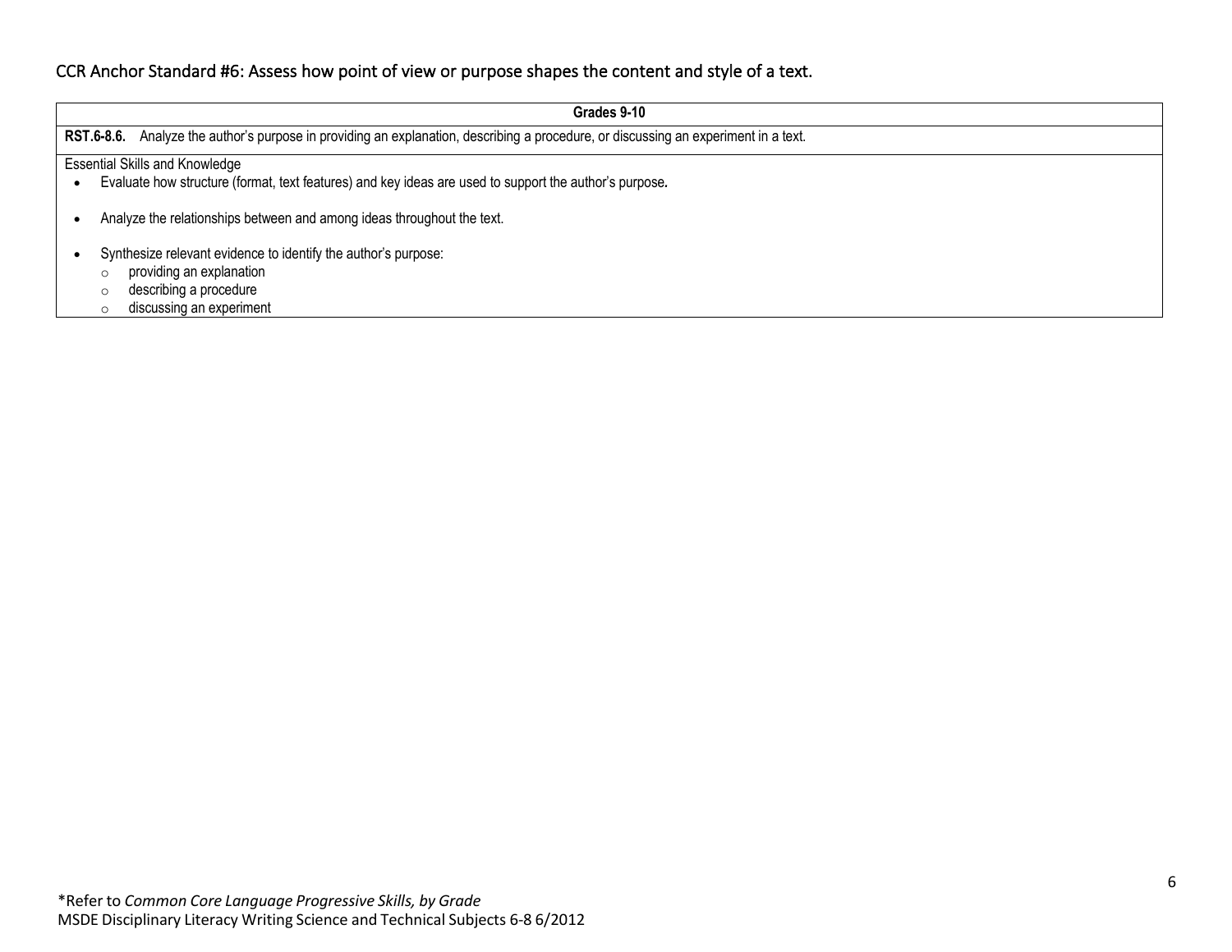## CCR Anchor Standard #6: Assess how point of view or purpose shapes the content and style of a text.

| Grades 9-10 |
|---|
| **RST.6-8.6.** Analyze the author's purpose in providing an explanation, describing a procedure, or discussing an experiment in a text. |
| Essential Skills and Knowledge<br>• Evaluate how structure (format, text features) and key ideas are used to support the author's purpose.<br>• Analyze the relationships between and among ideas throughout the text.<br>• Synthesize relevant evidence to identify the author's purpose:<br>  ○ providing an explanation<br>  ○ describing a procedure<br>  ○ discussing an experiment |

*Refer to *Common Core Language Progressive Skills, by Grade*
MSDE Disciplinary Literacy Writing Science and Technical Subjects 6-8 6/2012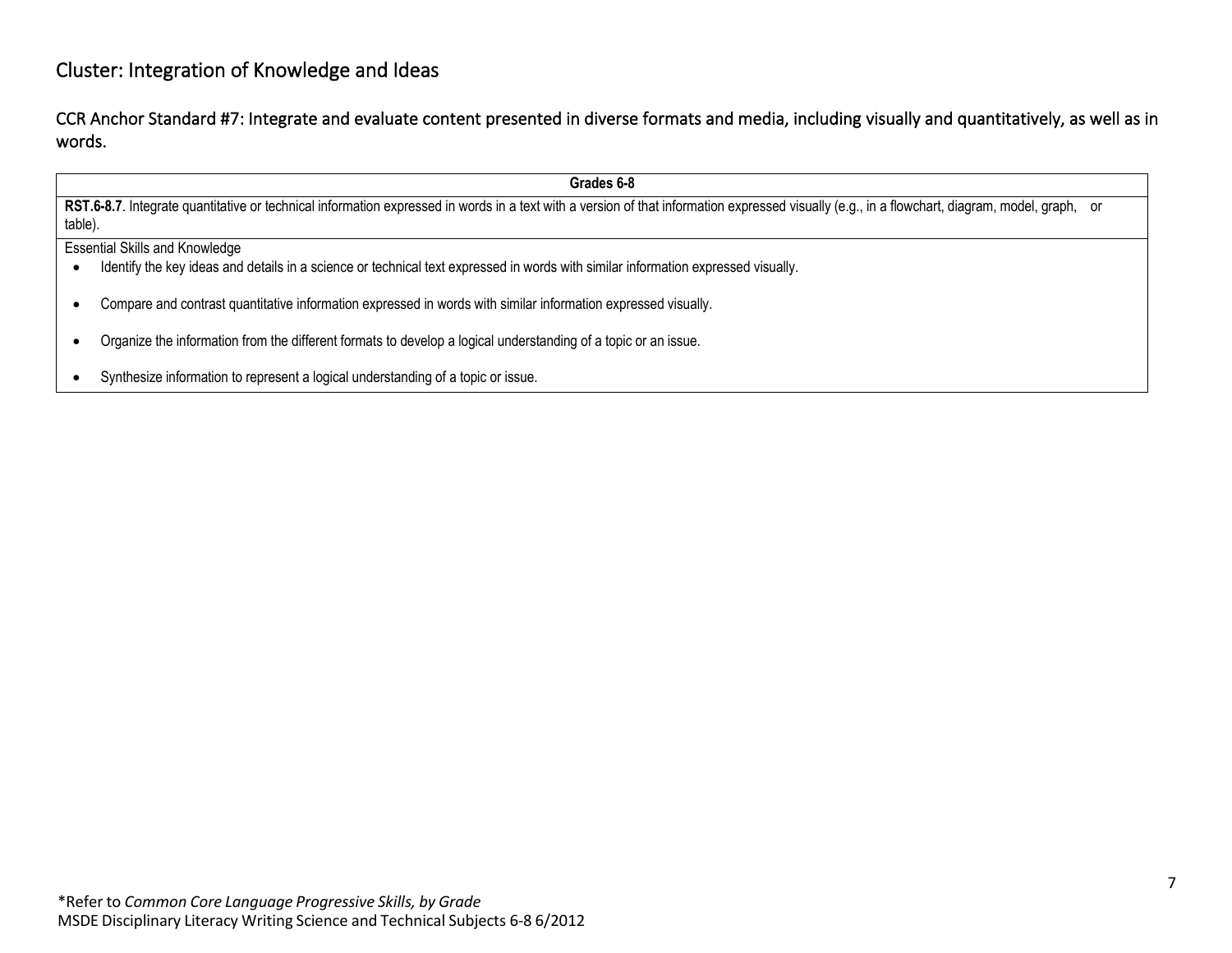## Cluster: Integration of Knowledge and Ideas

### CCR Anchor Standard #7: Integrate and evaluate content presented in diverse formats and media, including visually and quantitatively, as well as in words.

| Grades 6-8 |
|---|
| **RST.6-8.7**. Integrate quantitative or technical information expressed in words in a text with a version of that information expressed visually (e.g., in a flowchart, diagram, model, graph, or table). |
| Essential Skills and Knowledge<br>• Identify the key ideas and details in a science or technical text expressed in words with similar information expressed visually.<br>• Compare and contrast quantitative information expressed in words with similar information expressed visually.<br>• Organize the information from the different formats to develop a logical understanding of a topic or an issue.<br>• Synthesize information to represent a logical understanding of a topic or issue. |

*Refer to *Common Core Language Progressive Skills, by Grade*
MSDE Disciplinary Literacy Writing Science and Technical Subjects 6-8 6/2012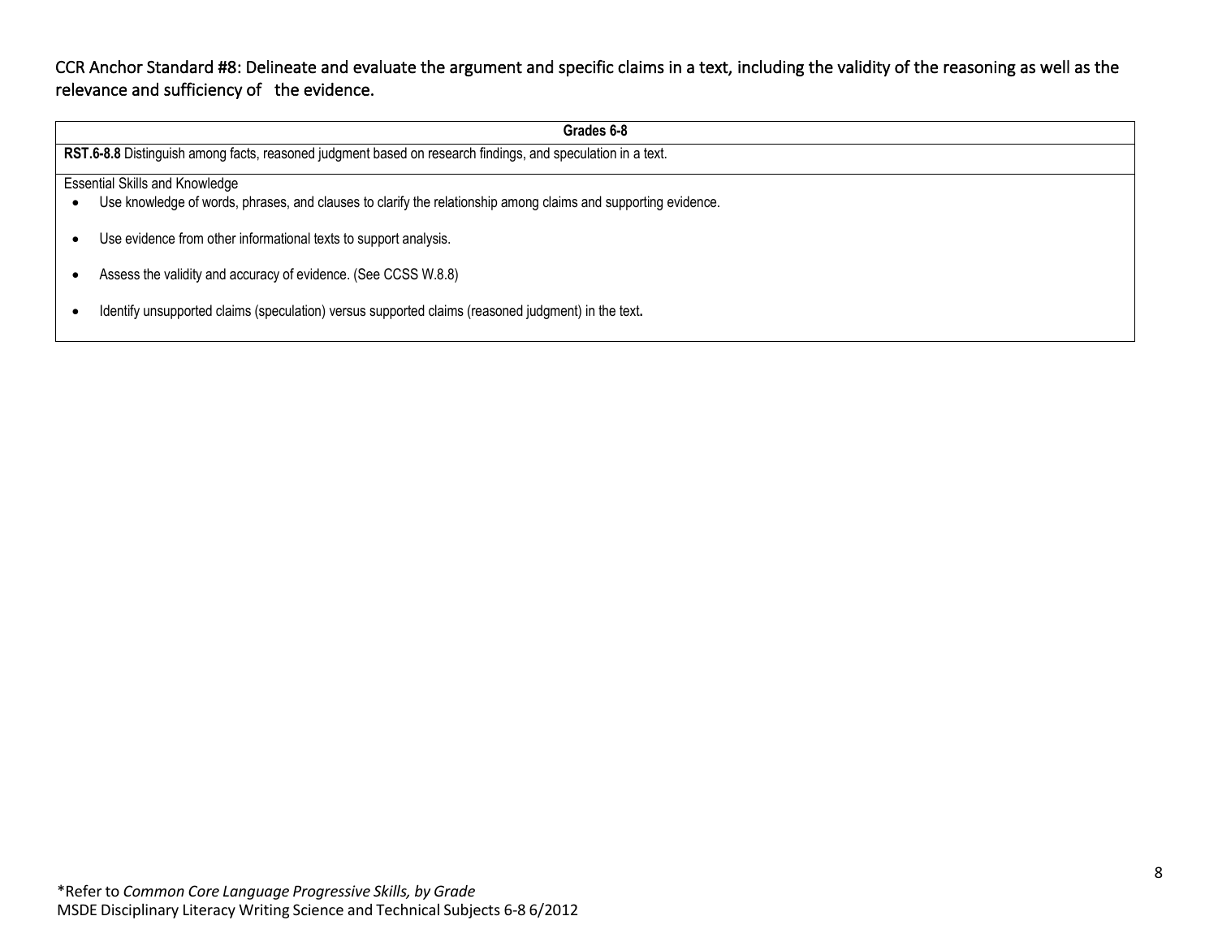CCR Anchor Standard #8: Delineate and evaluate the argument and specific claims in a text, including the validity of the reasoning as well as the relevance and sufficiency of the evidence.

| Grades 6-8 |
|---|
| **RST.6-8.8** Distinguish among facts, reasoned judgment based on research findings, and speculation in a text. |
| Essential Skills and Knowledge<br>• Use knowledge of words, phrases, and clauses to clarify the relationship among claims and supporting evidence.<br>• Use evidence from other informational texts to support analysis.<br>• Assess the validity and accuracy of evidence. (See CCSS W.8.8)<br>• Identify unsupported claims (speculation) versus supported claims (reasoned judgment) in the text**.** |

*Refer to *Common Core Language Progressive Skills, by Grade*
MSDE Disciplinary Literacy Writing Science and Technical Subjects 6-8 6/2012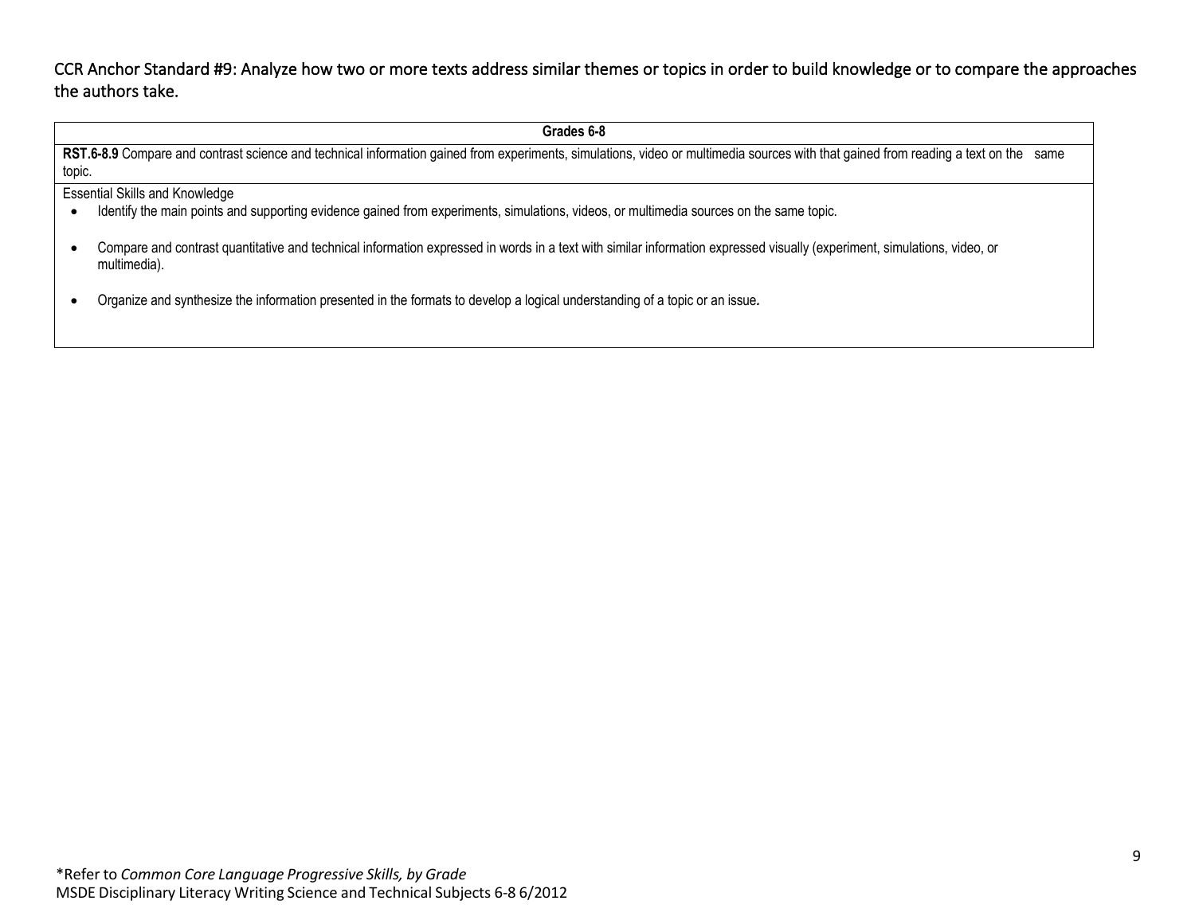## CCR Anchor Standard #9: Analyze how two or more texts address similar themes or topics in order to build knowledge or to compare the approaches the authors take.

| Grades 6-8 |
| --- |
| **RST.6-8.9** Compare and contrast science and technical information gained from experiments, simulations, video or multimedia sources with that gained from reading a text on the same topic. |
| Essential Skills and Knowledge<br>• Identify the main points and supporting evidence gained from experiments, simulations, videos, or multimedia sources on the same topic.<br>• Compare and contrast quantitative and technical information expressed in words in a text with similar information expressed visually (experiment, simulations, video, or multimedia).<br>• Organize and synthesize the information presented in the formats to develop a logical understanding of a topic or an issue**.** |

*Refer to *Common Core Language Progressive Skills, by Grade*
MSDE Disciplinary Literacy Writing Science and Technical Subjects 6-8 6/2012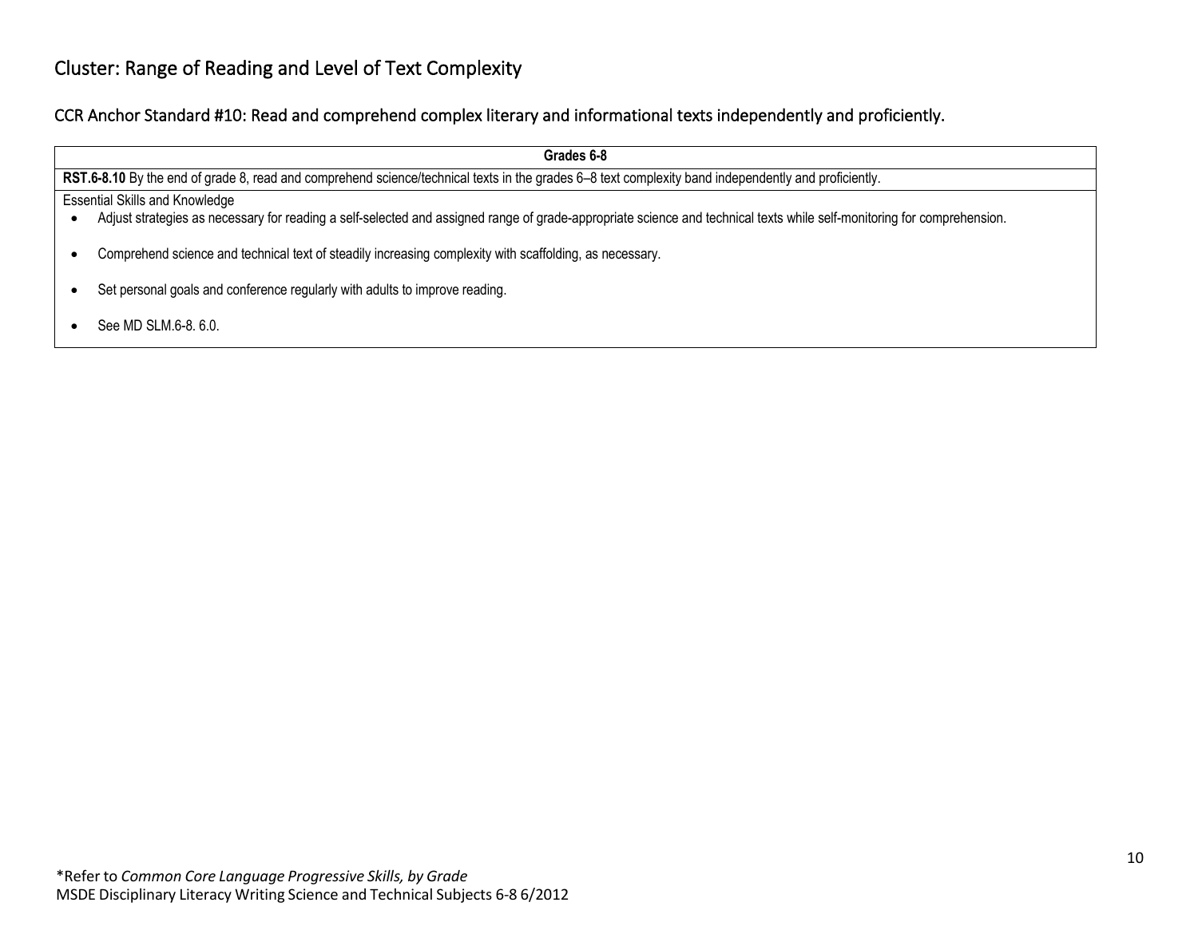## Cluster: Range of Reading and Level of Text Complexity

### CCR Anchor Standard #10: Read and comprehend complex literary and informational texts independently and proficiently.

| Grades 6-8 |
| --- |
| **RST.6-8.10** By the end of grade 8, read and comprehend science/technical texts in the grades 6–8 text complexity band independently and proficiently. |
| Essential Skills and Knowledge<br>• Adjust strategies as necessary for reading a self-selected and assigned range of grade-appropriate science and technical texts while self-monitoring for comprehension.<br>• Comprehend science and technical text of steadily increasing complexity with scaffolding, as necessary.<br>• Set personal goals and conference regularly with adults to improve reading.<br>• See MD SLM.6-8. 6.0. |

*Refer to *Common Core Language Progressive Skills, by Grade*
MSDE Disciplinary Literacy Writing Science and Technical Subjects 6-8 6/2012